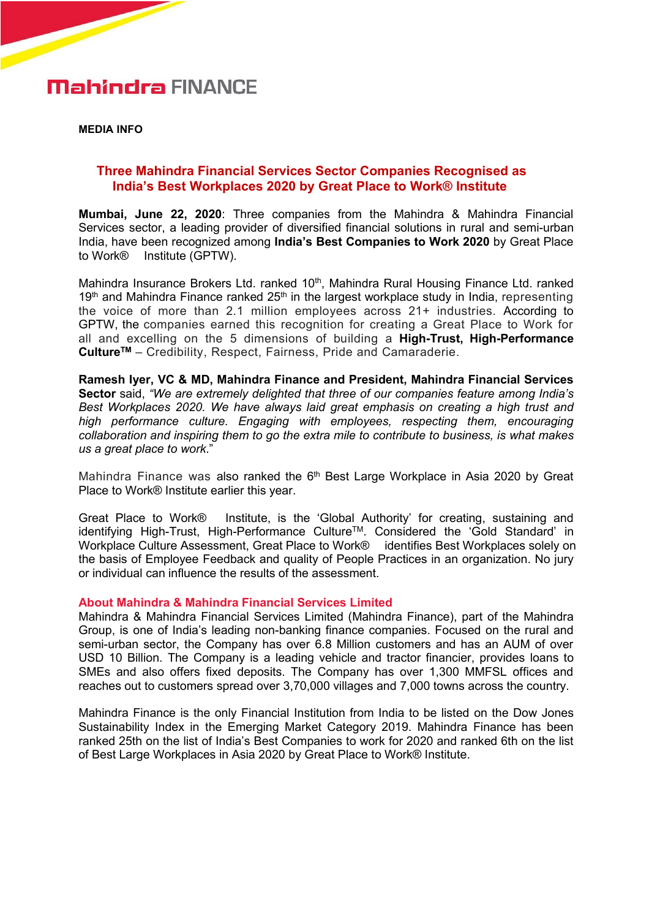Mahindra FINANCE

**MEDIA INFO**

## Three Mahindra Financial Services Sector Companies Recognised as India's Best Workplaces 2020 by Great Place to Work® Institute

**Mumbai, June 22, 2020**: Three companies from the Mahindra & Mahindra Financial Services sector, a leading provider of diversified financial solutions in rural and semi-urban India, have been recognized among **India's Best Companies to Work 2020** by Great Place to Work® Institute (GPTW).

Mahindra Insurance Brokers Ltd. ranked 10th, Mahindra Rural Housing Finance Ltd. ranked 19th and Mahindra Finance ranked 25th in the largest workplace study in India, representing the voice of more than 2.1 million employees across 21+ industries. According to GPTW, the companies earned this recognition for creating a Great Place to Work for all and excelling on the 5 dimensions of building a **High-Trust, High-Performance Culture™** – Credibility, Respect, Fairness, Pride and Camaraderie.

**Ramesh Iyer, VC & MD, Mahindra Finance and President, Mahindra Financial Services Sector** said, *"We are extremely delighted that three of our companies feature among India's Best Workplaces 2020. We have always laid great emphasis on creating a high trust and high performance culture. Engaging with employees, respecting them, encouraging collaboration and inspiring them to go the extra mile to contribute to business, is what makes us a great place to work.*"

Mahindra Finance was also ranked the 6th Best Large Workplace in Asia 2020 by Great Place to Work® Institute earlier this year.

Great Place to Work® Institute, is the 'Global Authority' for creating, sustaining and identifying High-Trust, High-Performance Culture™. Considered the 'Gold Standard' in Workplace Culture Assessment, Great Place to Work® identifies Best Workplaces solely on the basis of Employee Feedback and quality of People Practices in an organization. No jury or individual can influence the results of the assessment.

### About Mahindra & Mahindra Financial Services Limited

Mahindra & Mahindra Financial Services Limited (Mahindra Finance), part of the Mahindra Group, is one of India's leading non-banking finance companies. Focused on the rural and semi-urban sector, the Company has over 6.8 Million customers and has an AUM of over USD 10 Billion. The Company is a leading vehicle and tractor financier, provides loans to SMEs and also offers fixed deposits. The Company has over 1,300 MMFSL offices and reaches out to customers spread over 3,70,000 villages and 7,000 towns across the country.

Mahindra Finance is the only Financial Institution from India to be listed on the Dow Jones Sustainability Index in the Emerging Market Category 2019. Mahindra Finance has been ranked 25th on the list of India's Best Companies to work for 2020 and ranked 6th on the list of Best Large Workplaces in Asia 2020 by Great Place to Work® Institute.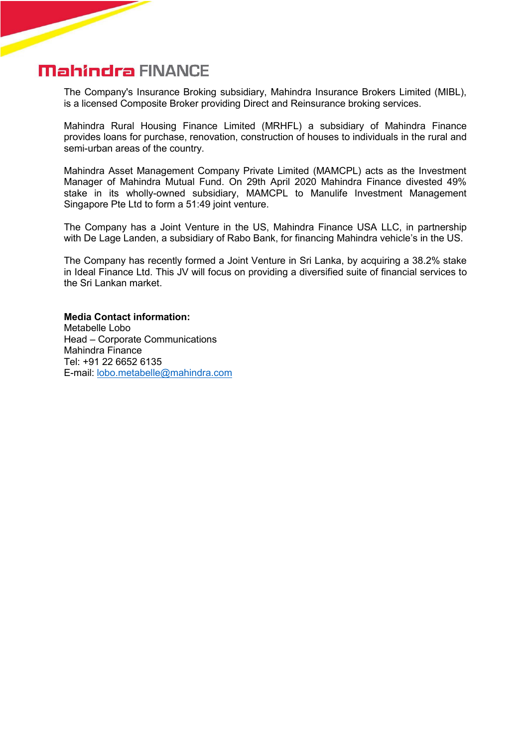The Company's Insurance Broking subsidiary, Mahindra Insurance Brokers Limited (MIBL), is a licensed Composite Broker providing Direct and Reinsurance broking services.

Mahindra Rural Housing Finance Limited (MRHFL) a subsidiary of Mahindra Finance provides loans for purchase, renovation, construction of houses to individuals in the rural and semi-urban areas of the country.

Mahindra Asset Management Company Private Limited (MAMCPL) acts as the Investment Manager of Mahindra Mutual Fund. On 29th April 2020 Mahindra Finance divested 49% stake in its wholly-owned subsidiary, MAMCPL to Manulife Investment Management Singapore Pte Ltd to form a 51:49 joint venture.

The Company has a Joint Venture in the US, Mahindra Finance USA LLC, in partnership with De Lage Landen, a subsidiary of Rabo Bank, for financing Mahindra vehicle's in the US.

The Company has recently formed a Joint Venture in Sri Lanka, by acquiring a 38.2% stake in Ideal Finance Ltd. This JV will focus on providing a diversified suite of financial services to the Sri Lankan market.

**Media Contact information:**
Metabelle Lobo
Head – Corporate Communications
Mahindra Finance
Tel: +91 22 6652 6135
E-mail: lobo.metabelle@mahindra.com